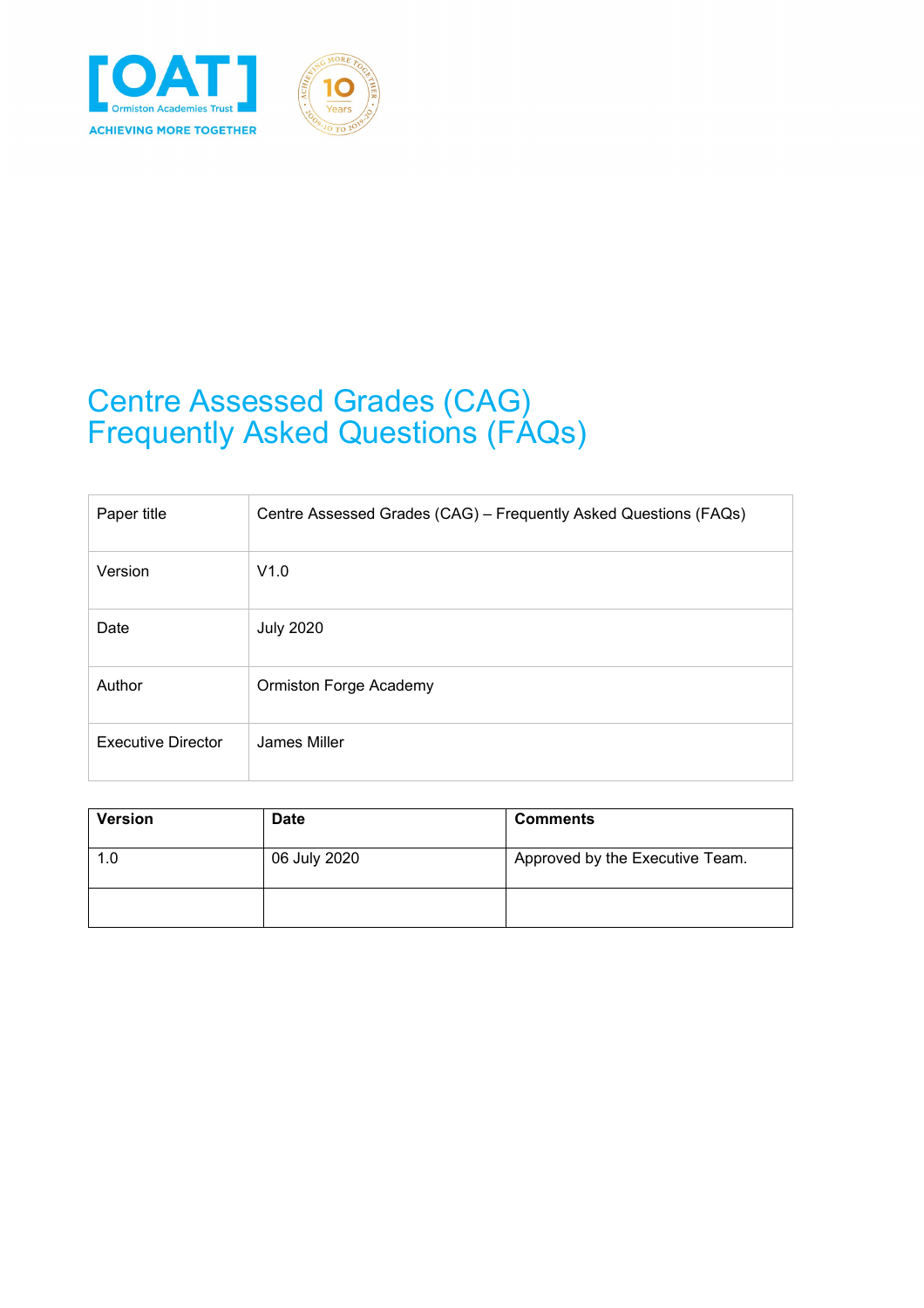[OAT] Ormiston Academies Trust

ACHIEVING MORE TOGETHER

# Centre Assessed Grades (CAG) Frequently Asked Questions (FAQs)

| Paper title | Centre Assessed Grades (CAG) – Frequently Asked Questions (FAQs) |
|---|---|
| Version | V1.0 |
| Date | July 2020 |
| Author | Ormiston Forge Academy |
| Executive Director | James Miller |

| Version | Date | Comments |
|---|---|---|
| 1.0 | 06 July 2020 | Approved by the Executive Team. |
| | | |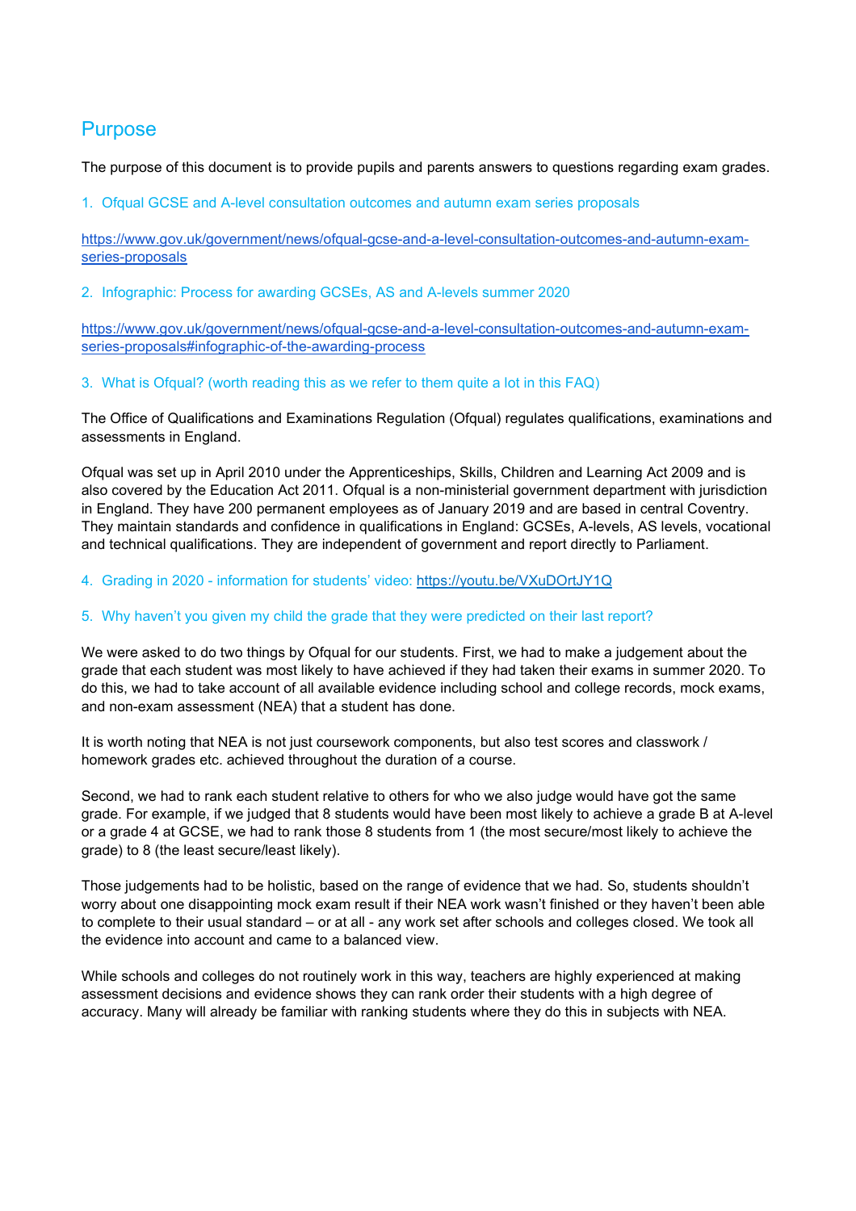## Purpose

The purpose of this document is to provide pupils and parents answers to questions regarding exam grades.

### 1. Ofqual GCSE and A-level consultation outcomes and autumn exam series proposals

https://www.gov.uk/government/news/ofqual-gcse-and-a-level-consultation-outcomes-and-autumn-exam-series-proposals

### 2. Infographic: Process for awarding GCSEs, AS and A-levels summer 2020

https://www.gov.uk/government/news/ofqual-gcse-and-a-level-consultation-outcomes-and-autumn-exam-series-proposals#infographic-of-the-awarding-process

### 3. What is Ofqual? (worth reading this as we refer to them quite a lot in this FAQ)

The Office of Qualifications and Examinations Regulation (Ofqual) regulates qualifications, examinations and assessments in England.

Ofqual was set up in April 2010 under the Apprenticeships, Skills, Children and Learning Act 2009 and is also covered by the Education Act 2011. Ofqual is a non-ministerial government department with jurisdiction in England. They have 200 permanent employees as of January 2019 and are based in central Coventry. They maintain standards and confidence in qualifications in England: GCSEs, A-levels, AS levels, vocational and technical qualifications. They are independent of government and report directly to Parliament.

### 4. Grading in 2020 - information for students' video: https://youtu.be/VXuDOrtJY1Q

### 5. Why haven't you given my child the grade that they were predicted on their last report?

We were asked to do two things by Ofqual for our students. First, we had to make a judgement about the grade that each student was most likely to have achieved if they had taken their exams in summer 2020. To do this, we had to take account of all available evidence including school and college records, mock exams, and non-exam assessment (NEA) that a student has done.

It is worth noting that NEA is not just coursework components, but also test scores and classwork / homework grades etc. achieved throughout the duration of a course.

Second, we had to rank each student relative to others for who we also judge would have got the same grade. For example, if we judged that 8 students would have been most likely to achieve a grade B at A-level or a grade 4 at GCSE, we had to rank those 8 students from 1 (the most secure/most likely to achieve the grade) to 8 (the least secure/least likely).

Those judgements had to be holistic, based on the range of evidence that we had. So, students shouldn't worry about one disappointing mock exam result if their NEA work wasn't finished or they haven't been able to complete to their usual standard – or at all - any work set after schools and colleges closed. We took all the evidence into account and came to a balanced view.

While schools and colleges do not routinely work in this way, teachers are highly experienced at making assessment decisions and evidence shows they can rank order their students with a high degree of accuracy. Many will already be familiar with ranking students where they do this in subjects with NEA.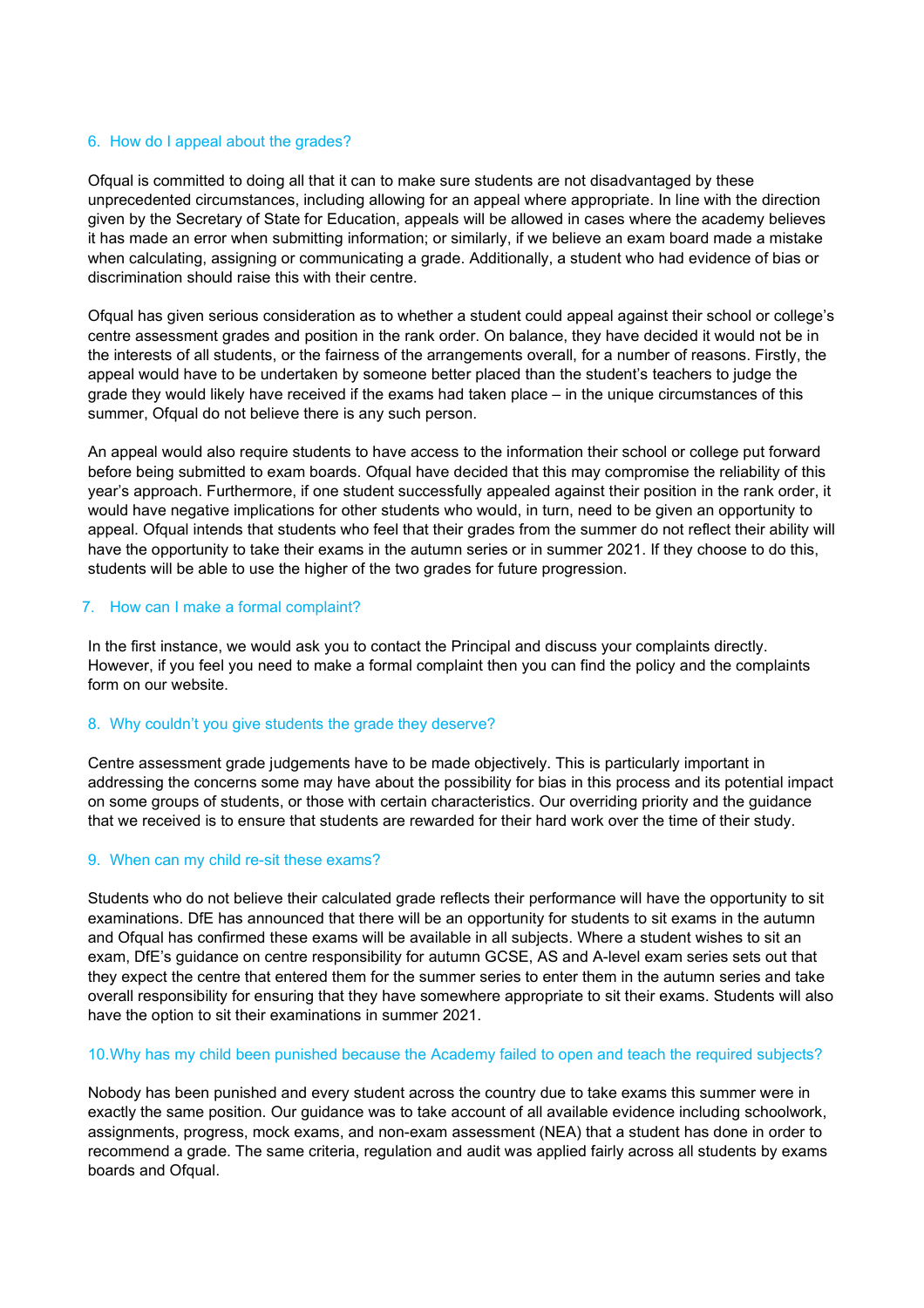### 6. How do I appeal about the grades?

Ofqual is committed to doing all that it can to make sure students are not disadvantaged by these unprecedented circumstances, including allowing for an appeal where appropriate. In line with the direction given by the Secretary of State for Education, appeals will be allowed in cases where the academy believes it has made an error when submitting information; or similarly, if we believe an exam board made a mistake when calculating, assigning or communicating a grade. Additionally, a student who had evidence of bias or discrimination should raise this with their centre.

Ofqual has given serious consideration as to whether a student could appeal against their school or college's centre assessment grades and position in the rank order. On balance, they have decided it would not be in the interests of all students, or the fairness of the arrangements overall, for a number of reasons. Firstly, the appeal would have to be undertaken by someone better placed than the student's teachers to judge the grade they would likely have received if the exams had taken place – in the unique circumstances of this summer, Ofqual do not believe there is any such person.

An appeal would also require students to have access to the information their school or college put forward before being submitted to exam boards. Ofqual have decided that this may compromise the reliability of this year's approach. Furthermore, if one student successfully appealed against their position in the rank order, it would have negative implications for other students who would, in turn, need to be given an opportunity to appeal. Ofqual intends that students who feel that their grades from the summer do not reflect their ability will have the opportunity to take their exams in the autumn series or in summer 2021. If they choose to do this, students will be able to use the higher of the two grades for future progression.

### 7. How can I make a formal complaint?

In the first instance, we would ask you to contact the Principal and discuss your complaints directly. However, if you feel you need to make a formal complaint then you can find the policy and the complaints form on our website.

### 8. Why couldn't you give students the grade they deserve?

Centre assessment grade judgements have to be made objectively. This is particularly important in addressing the concerns some may have about the possibility for bias in this process and its potential impact on some groups of students, or those with certain characteristics. Our overriding priority and the guidance that we received is to ensure that students are rewarded for their hard work over the time of their study.

### 9. When can my child re-sit these exams?

Students who do not believe their calculated grade reflects their performance will have the opportunity to sit examinations. DfE has announced that there will be an opportunity for students to sit exams in the autumn and Ofqual has confirmed these exams will be available in all subjects. Where a student wishes to sit an exam, DfE's guidance on centre responsibility for autumn GCSE, AS and A-level exam series sets out that they expect the centre that entered them for the summer series to enter them in the autumn series and take overall responsibility for ensuring that they have somewhere appropriate to sit their exams. Students will also have the option to sit their examinations in summer 2021.

### 10. Why has my child been punished because the Academy failed to open and teach the required subjects?

Nobody has been punished and every student across the country due to take exams this summer were in exactly the same position. Our guidance was to take account of all available evidence including schoolwork, assignments, progress, mock exams, and non-exam assessment (NEA) that a student has done in order to recommend a grade. The same criteria, regulation and audit was applied fairly across all students by exams boards and Ofqual.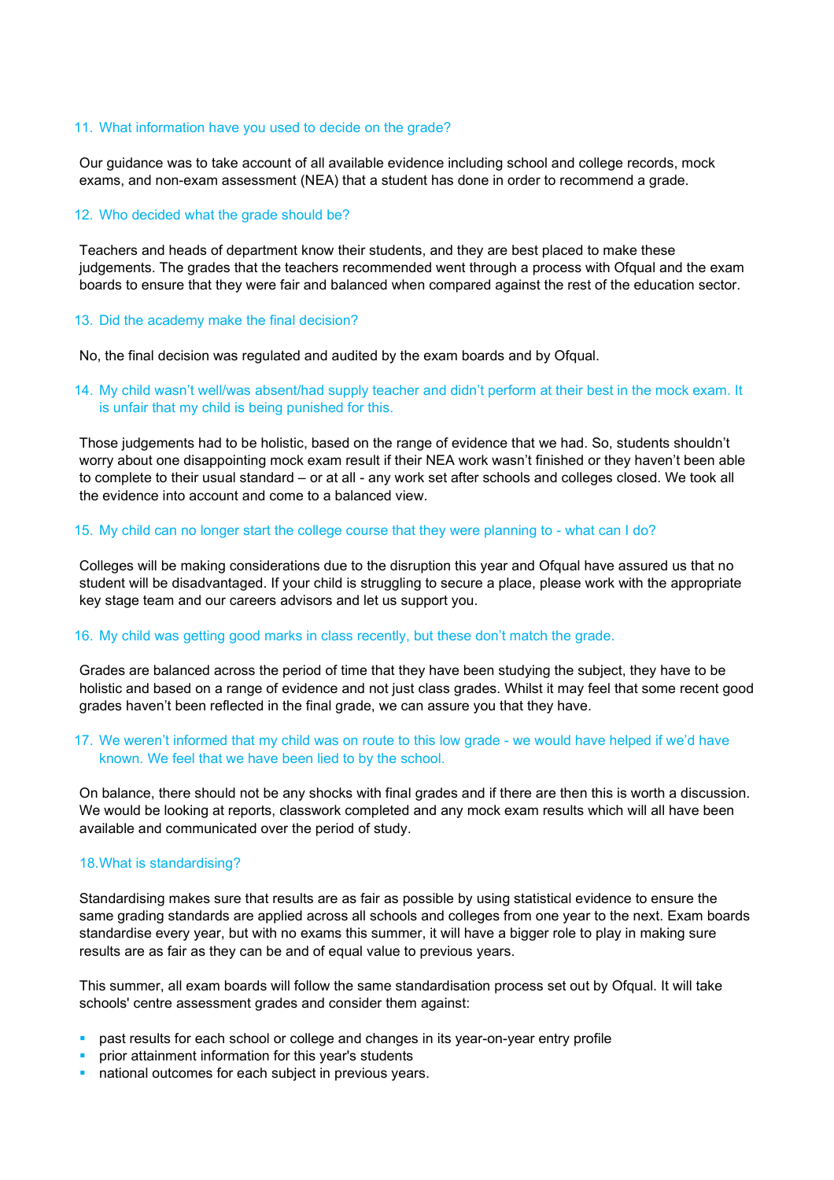### 11. What information have you used to decide on the grade?

Our guidance was to take account of all available evidence including school and college records, mock exams, and non-exam assessment (NEA) that a student has done in order to recommend a grade.

### 12. Who decided what the grade should be?

Teachers and heads of department know their students, and they are best placed to make these judgements. The grades that the teachers recommended went through a process with Ofqual and the exam boards to ensure that they were fair and balanced when compared against the rest of the education sector.

### 13. Did the academy make the final decision?

No, the final decision was regulated and audited by the exam boards and by Ofqual.

### 14. My child wasn't well/was absent/had supply teacher and didn't perform at their best in the mock exam. It is unfair that my child is being punished for this.

Those judgements had to be holistic, based on the range of evidence that we had. So, students shouldn't worry about one disappointing mock exam result if their NEA work wasn't finished or they haven't been able to complete to their usual standard – or at all - any work set after schools and colleges closed. We took all the evidence into account and come to a balanced view.

### 15. My child can no longer start the college course that they were planning to - what can I do?

Colleges will be making considerations due to the disruption this year and Ofqual have assured us that no student will be disadvantaged. If your child is struggling to secure a place, please work with the appropriate key stage team and our careers advisors and let us support you.

### 16. My child was getting good marks in class recently, but these don't match the grade.

Grades are balanced across the period of time that they have been studying the subject, they have to be holistic and based on a range of evidence and not just class grades. Whilst it may feel that some recent good grades haven't been reflected in the final grade, we can assure you that they have.

### 17. We weren't informed that my child was on route to this low grade - we would have helped if we'd have known. We feel that we have been lied to by the school.

On balance, there should not be any shocks with final grades and if there are then this is worth a discussion. We would be looking at reports, classwork completed and any mock exam results which will all have been available and communicated over the period of study.

### 18. What is standardising?

Standardising makes sure that results are as fair as possible by using statistical evidence to ensure the same grading standards are applied across all schools and colleges from one year to the next. Exam boards standardise every year, but with no exams this summer, it will have a bigger role to play in making sure results are as fair as they can be and of equal value to previous years.

This summer, all exam boards will follow the same standardisation process set out by Ofqual. It will take schools' centre assessment grades and consider them against:

- past results for each school or college and changes in its year-on-year entry profile
- prior attainment information for this year's students
- national outcomes for each subject in previous years.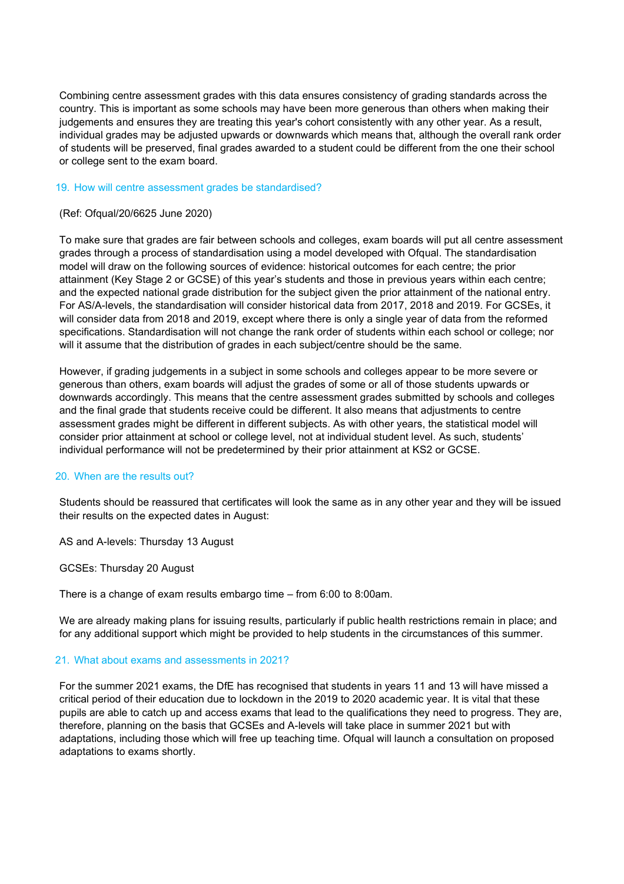Combining centre assessment grades with this data ensures consistency of grading standards across the country. This is important as some schools may have been more generous than others when making their judgements and ensures they are treating this year's cohort consistently with any other year. As a result, individual grades may be adjusted upwards or downwards which means that, although the overall rank order of students will be preserved, final grades awarded to a student could be different from the one their school or college sent to the exam board.

### 19. How will centre assessment grades be standardised?

(Ref: Ofqual/20/6625 June 2020)

To make sure that grades are fair between schools and colleges, exam boards will put all centre assessment grades through a process of standardisation using a model developed with Ofqual. The standardisation model will draw on the following sources of evidence: historical outcomes for each centre; the prior attainment (Key Stage 2 or GCSE) of this year's students and those in previous years within each centre; and the expected national grade distribution for the subject given the prior attainment of the national entry. For AS/A-levels, the standardisation will consider historical data from 2017, 2018 and 2019. For GCSEs, it will consider data from 2018 and 2019, except where there is only a single year of data from the reformed specifications. Standardisation will not change the rank order of students within each school or college; nor will it assume that the distribution of grades in each subject/centre should be the same.

However, if grading judgements in a subject in some schools and colleges appear to be more severe or generous than others, exam boards will adjust the grades of some or all of those students upwards or downwards accordingly. This means that the centre assessment grades submitted by schools and colleges and the final grade that students receive could be different. It also means that adjustments to centre assessment grades might be different in different subjects. As with other years, the statistical model will consider prior attainment at school or college level, not at individual student level. As such, students' individual performance will not be predetermined by their prior attainment at KS2 or GCSE.

### 20. When are the results out?

Students should be reassured that certificates will look the same as in any other year and they will be issued their results on the expected dates in August:

AS and A-levels: Thursday 13 August

GCSEs: Thursday 20 August

There is a change of exam results embargo time – from 6:00 to 8:00am.

We are already making plans for issuing results, particularly if public health restrictions remain in place; and for any additional support which might be provided to help students in the circumstances of this summer.

### 21. What about exams and assessments in 2021?

For the summer 2021 exams, the DfE has recognised that students in years 11 and 13 will have missed a critical period of their education due to lockdown in the 2019 to 2020 academic year. It is vital that these pupils are able to catch up and access exams that lead to the qualifications they need to progress. They are, therefore, planning on the basis that GCSEs and A-levels will take place in summer 2021 but with adaptations, including those which will free up teaching time. Ofqual will launch a consultation on proposed adaptations to exams shortly.